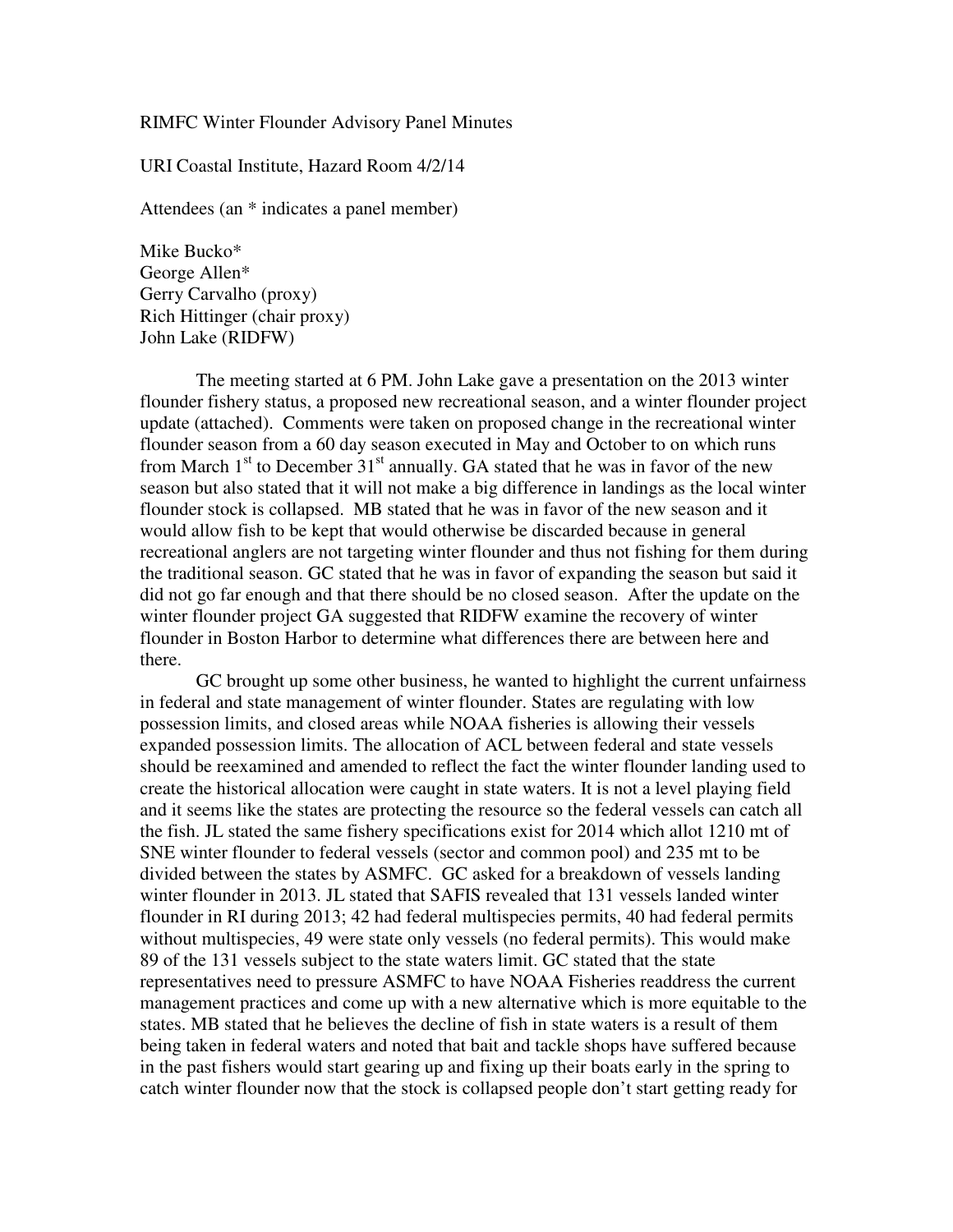RIMFC Winter Flounder Advisory Panel Minutes

URI Coastal Institute, Hazard Room 4/2/14

Attendees (an * indicates a panel member)

Mike Bucko*
George Allen*
Gerry Carvalho (proxy)
Rich Hittinger (chair proxy)
John Lake (RIDFW)

The meeting started at 6 PM. John Lake gave a presentation on the 2013 winter flounder fishery status, a proposed new recreational season, and a winter flounder project update (attached). Comments were taken on proposed change in the recreational winter flounder season from a 60 day season executed in May and October to on which runs from March 1st to December 31st annually. GA stated that he was in favor of the new season but also stated that it will not make a big difference in landings as the local winter flounder stock is collapsed. MB stated that he was in favor of the new season and it would allow fish to be kept that would otherwise be discarded because in general recreational anglers are not targeting winter flounder and thus not fishing for them during the traditional season. GC stated that he was in favor of expanding the season but said it did not go far enough and that there should be no closed season. After the update on the winter flounder project GA suggested that RIDFW examine the recovery of winter flounder in Boston Harbor to determine what differences there are between here and there.

GC brought up some other business, he wanted to highlight the current unfairness in federal and state management of winter flounder. States are regulating with low possession limits, and closed areas while NOAA fisheries is allowing their vessels expanded possession limits. The allocation of ACL between federal and state vessels should be reexamined and amended to reflect the fact the winter flounder landing used to create the historical allocation were caught in state waters. It is not a level playing field and it seems like the states are protecting the resource so the federal vessels can catch all the fish. JL stated the same fishery specifications exist for 2014 which allot 1210 mt of SNE winter flounder to federal vessels (sector and common pool) and 235 mt to be divided between the states by ASMFC. GC asked for a breakdown of vessels landing winter flounder in 2013. JL stated that SAFIS revealed that 131 vessels landed winter flounder in RI during 2013; 42 had federal multispecies permits, 40 had federal permits without multispecies, 49 were state only vessels (no federal permits). This would make 89 of the 131 vessels subject to the state waters limit. GC stated that the state representatives need to pressure ASMFC to have NOAA Fisheries readdress the current management practices and come up with a new alternative which is more equitable to the states. MB stated that he believes the decline of fish in state waters is a result of them being taken in federal waters and noted that bait and tackle shops have suffered because in the past fishers would start gearing up and fixing up their boats early in the spring to catch winter flounder now that the stock is collapsed people don't start getting ready for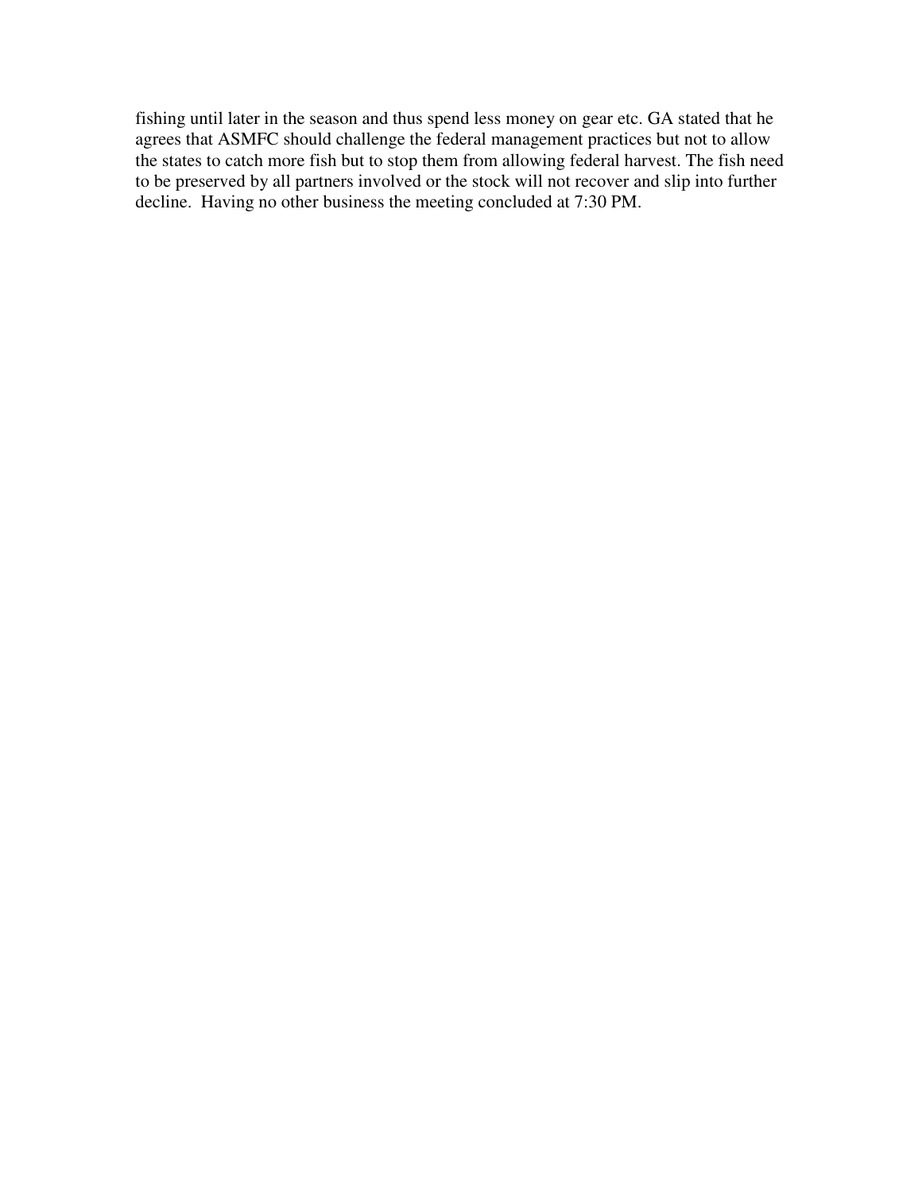fishing until later in the season and thus spend less money on gear etc. GA stated that he agrees that ASMFC should challenge the federal management practices but not to allow the states to catch more fish but to stop them from allowing federal harvest. The fish need to be preserved by all partners involved or the stock will not recover and slip into further decline. Having no other business the meeting concluded at 7:30 PM.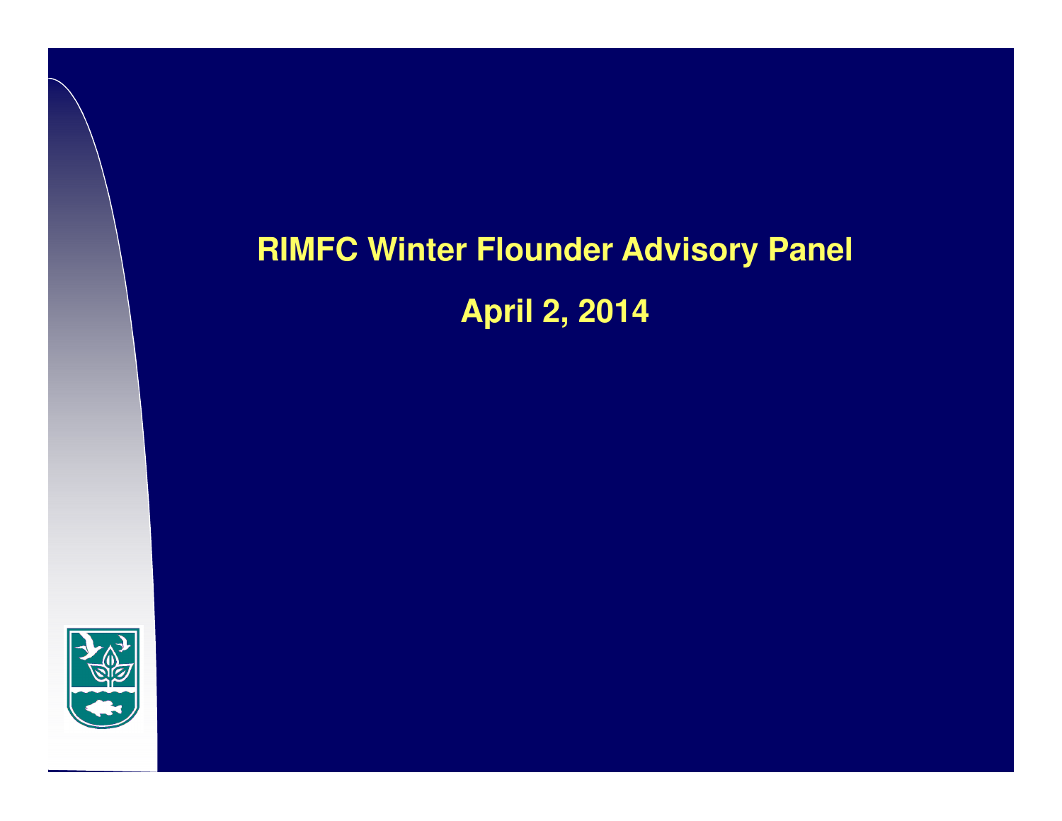# RIMFC Winter Flounder Advisory Panel

## April 2, 2014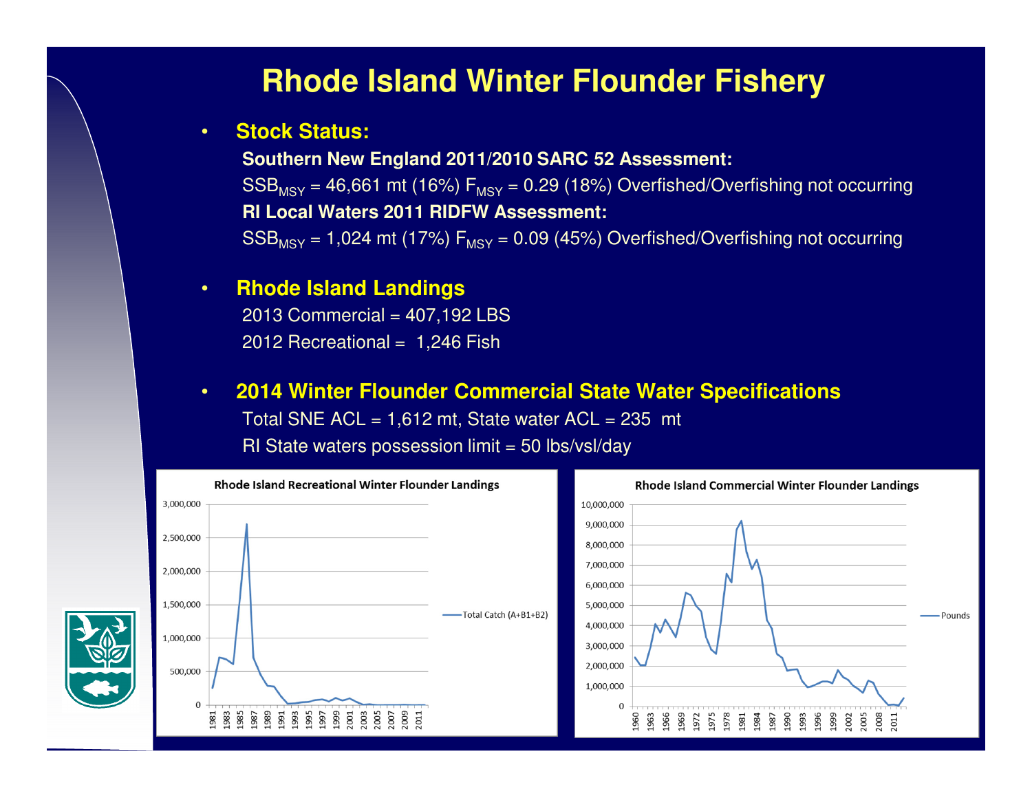# Rhode Island Winter Flounder Fishery

- **Stock Status:**

  **Southern New England 2011/2010 SARC 52 Assessment:**

  $SSB_{MSY}$ = 46,661 mt (16%) $F_{MSY}$ = 0.29 (18%) Overfished/Overfishing not occurring

  **RI Local Waters 2011 RIDFW Assessment:**

  $SSB_{MSY}$ = 1,024 mt (17%) $F_{MSY}$ = 0.09 (45%) Overfished/Overfishing not occurring

- **Rhode Island Landings**

  2013 Commercial = 407,192 LBS

  2012 Recreational = 1,246 Fish

- **2014 Winter Flounder Commercial State Water Specifications**

  Total SNE ACL = 1,612 mt, State water ACL = 235 mt

  RI State waters possession limit = 50 lbs/vsl/day

**Rhode Island Recreational Winter Flounder Landings**

**Rhode Island Commercial Winter Flounder Landings**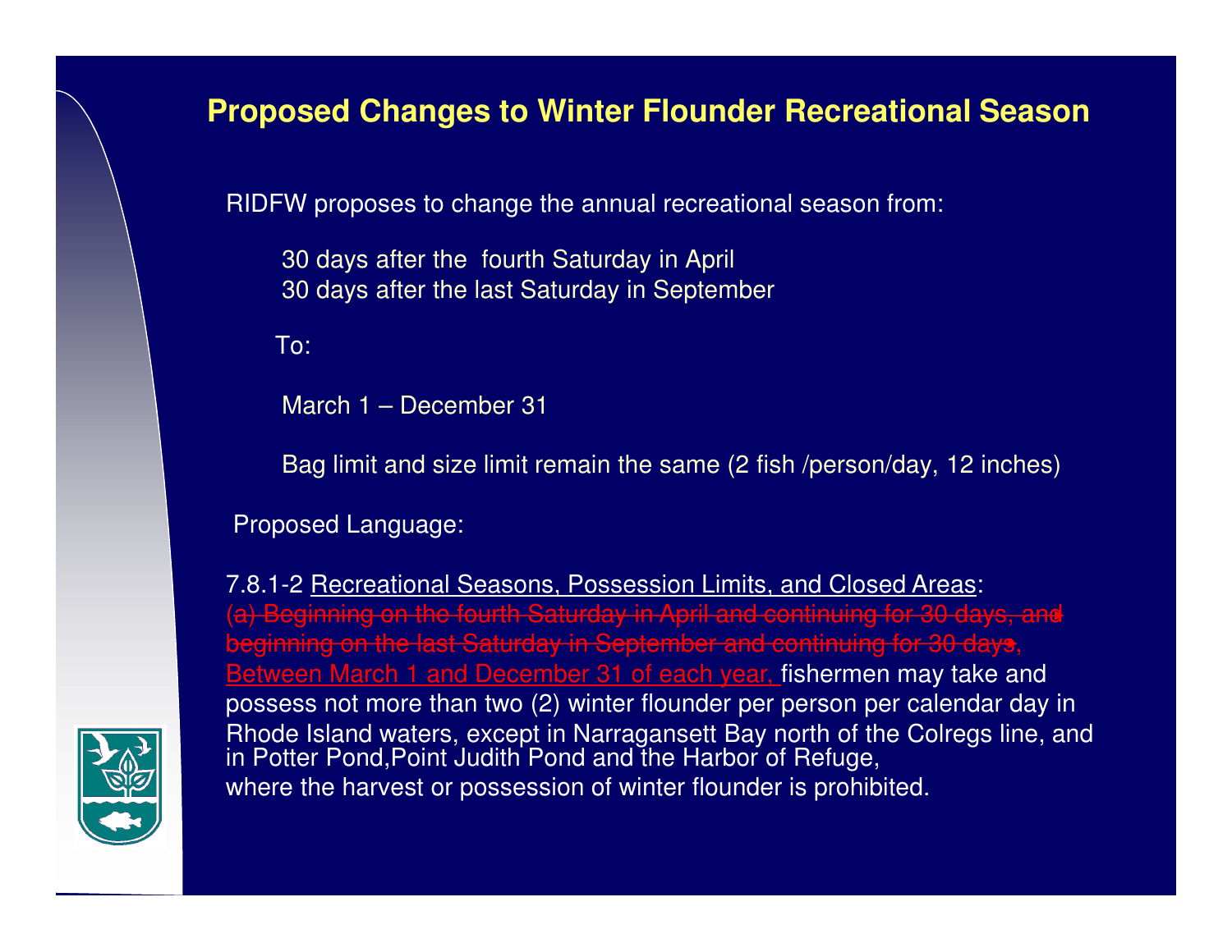# Proposed Changes to Winter Flounder Recreational Season

RIDFW proposes to change the annual recreational season from:

30 days after the fourth Saturday in April
30 days after the last Saturday in September

To:

March 1 – December 31

Bag limit and size limit remain the same (2 fish /person/day, 12 inches)

Proposed Language:

7.8.1-2 Recreational Seasons, Possession Limits, and Closed Areas:
~~(a) Beginning on the fourth Saturday in April and continuing for 30 days, and beginning on the last Saturday in September and continuing for 30 days~~, Between March 1 and December 31 of each year, fishermen may take and possess not more than two (2) winter flounder per person per calendar day in Rhode Island waters, except in Narragansett Bay north of the Colregs line, and in Potter Pond,Point Judith Pond and the Harbor of Refuge, where the harvest or possession of winter flounder is prohibited.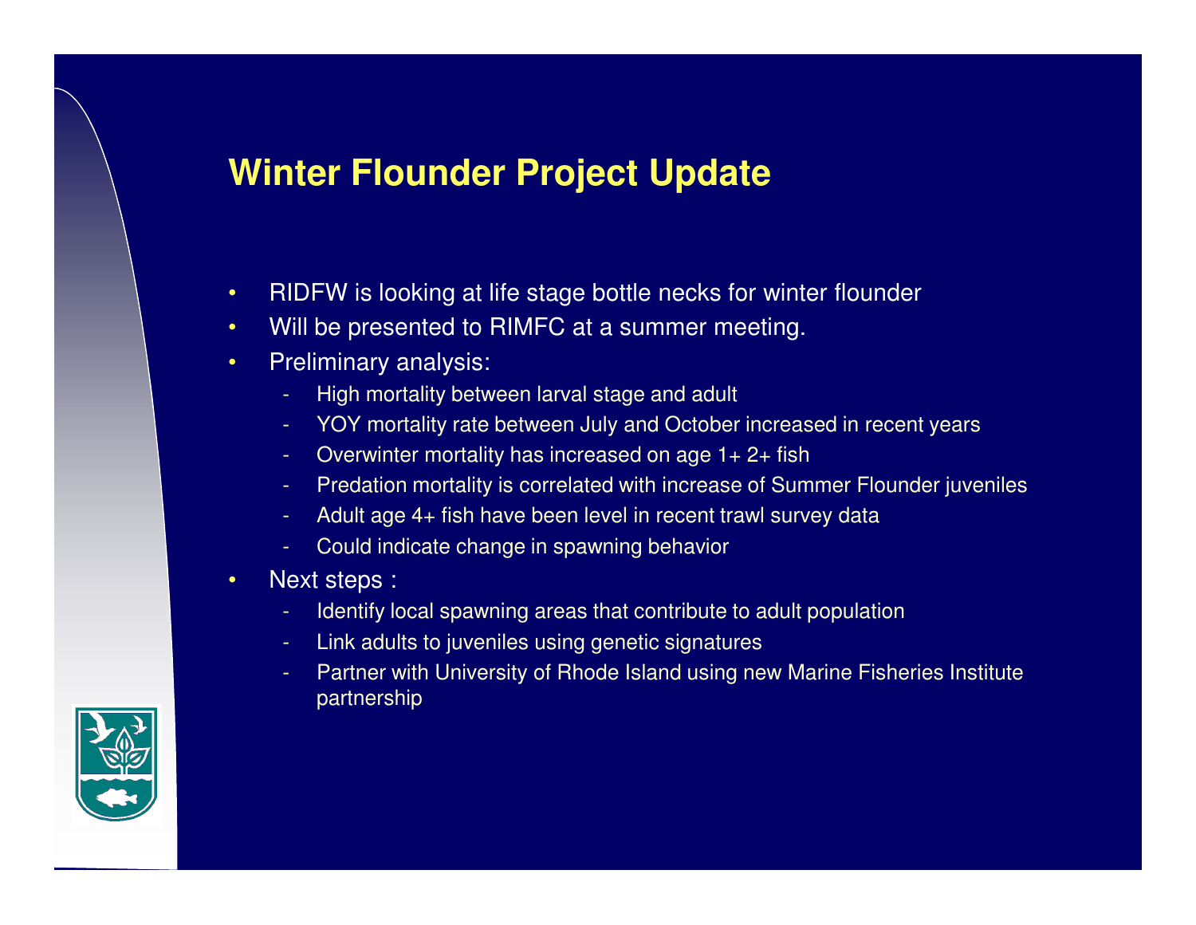# Winter Flounder Project Update

- RIDFW is looking at life stage bottle necks for winter flounder
- Will be presented to RIMFC at a summer meeting.
- Preliminary analysis:
  - High mortality between larval stage and adult
  - YOY mortality rate between July and October increased in recent years
  - Overwinter mortality has increased on age 1+ 2+ fish
  - Predation mortality is correlated with increase of Summer Flounder juveniles
  - Adult age 4+ fish have been level in recent trawl survey data
  - Could indicate change in spawning behavior
- Next steps :
  - Identify local spawning areas that contribute to adult population
  - Link adults to juveniles using genetic signatures
  - Partner with University of Rhode Island using new Marine Fisheries Institute partnership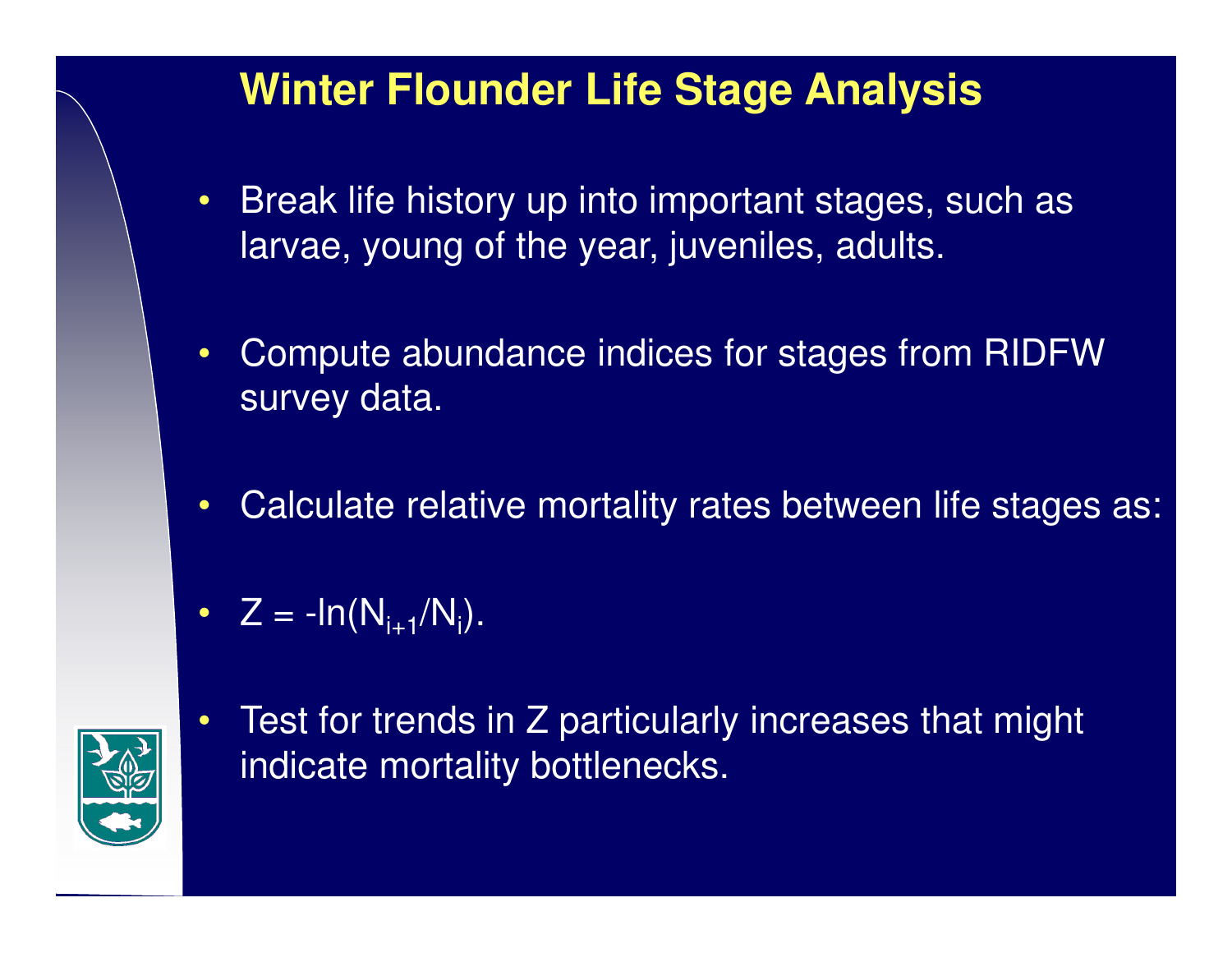# Winter Flounder Life Stage Analysis

- Break life history up into important stages, such as larvae, young of the year, juveniles, adults.
- Compute abundance indices for stages from RIDFW survey data.
- Calculate relative mortality rates between life stages as:
- $Z = -\ln(N_{i+1}/N_i)$.
- Test for trends in Z particularly increases that might indicate mortality bottlenecks.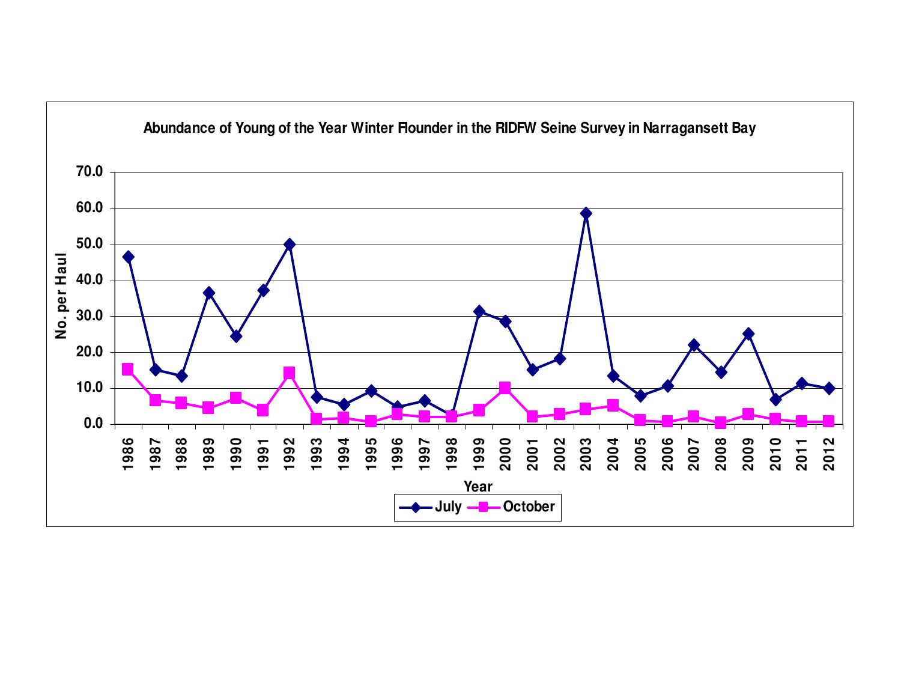**Abundance of Young of the Year Winter Flounder in the RIDFW Seine Survey in Narragansett Bay**

No. per Haul

Year

July — October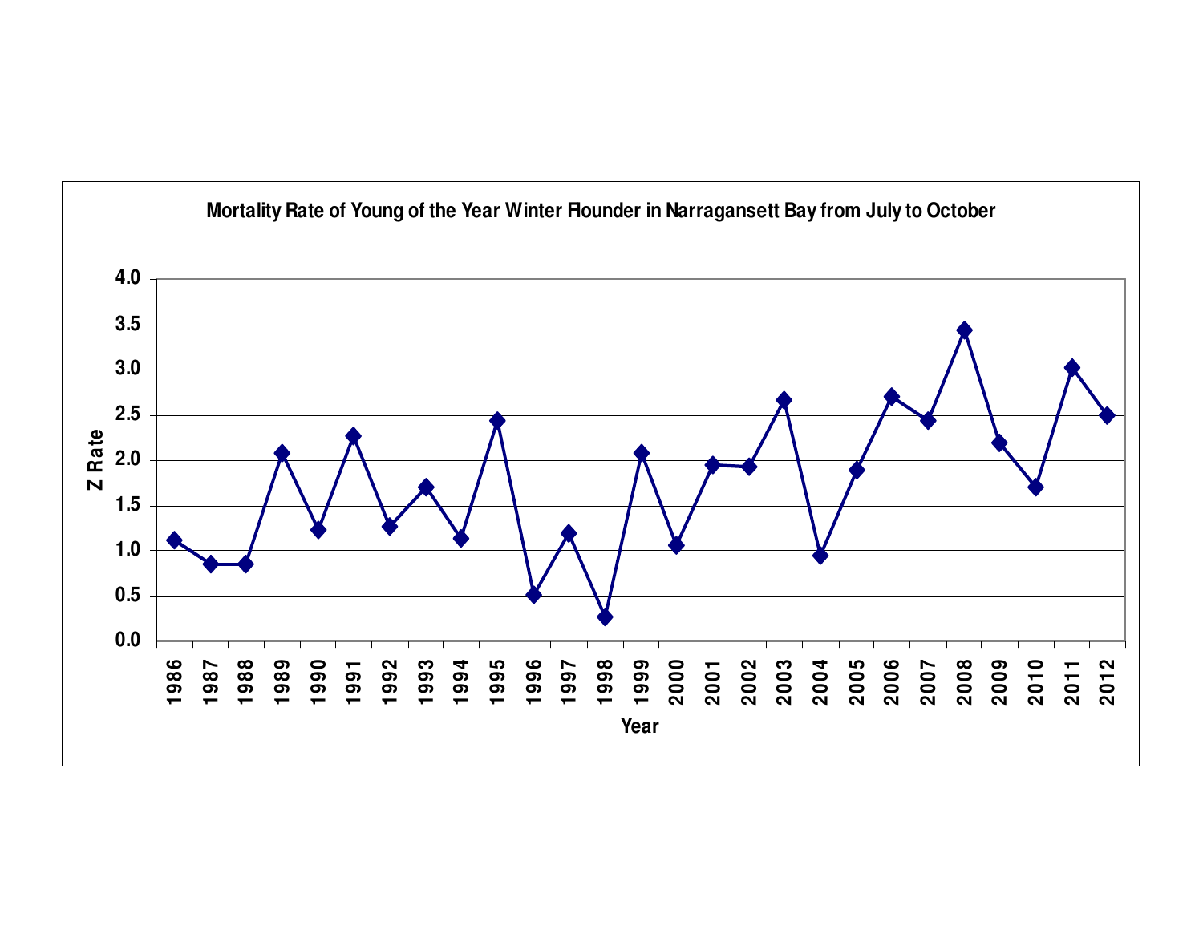**Mortality Rate of Young of the Year Winter Flounder in Narragansett Bay from July to October**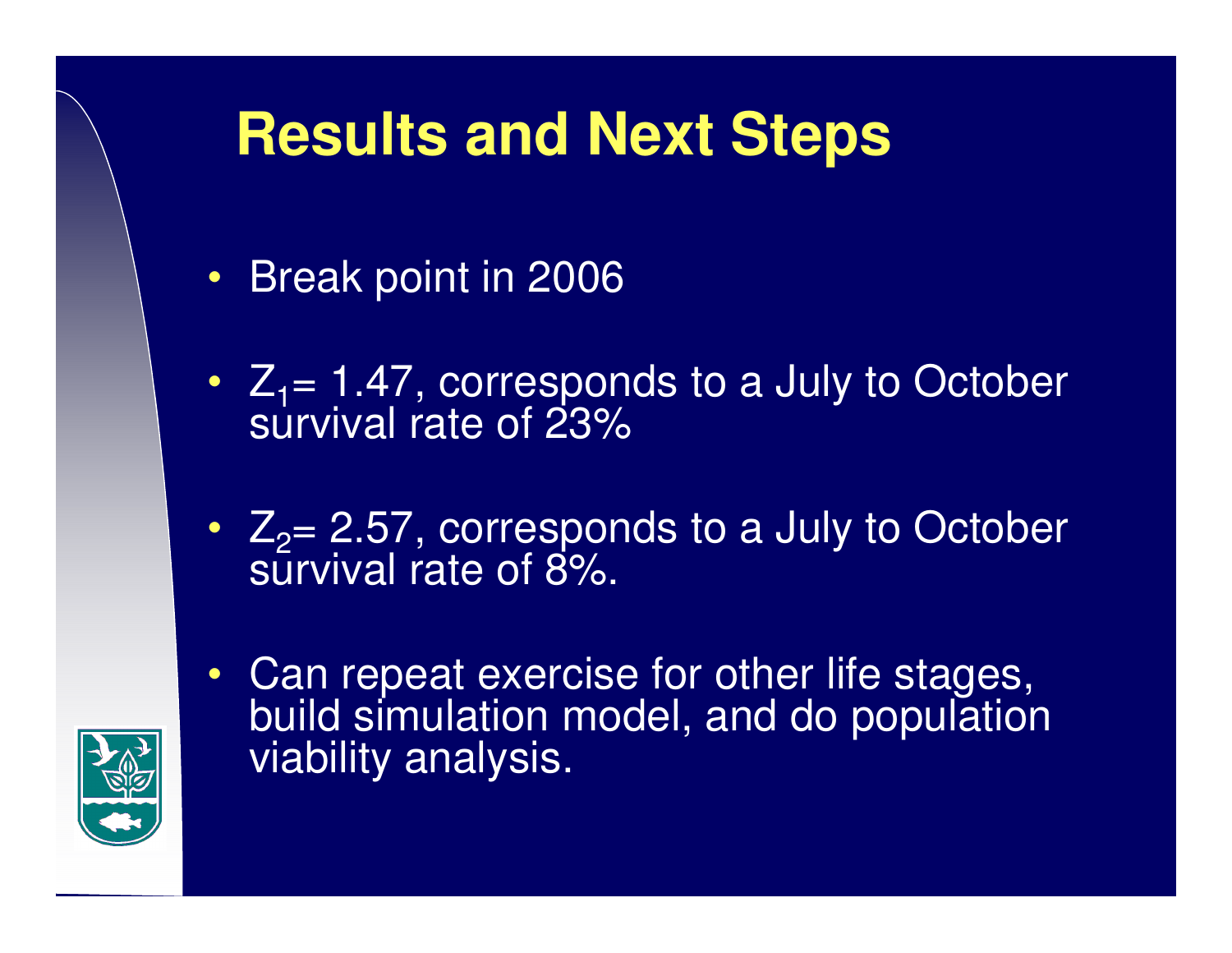# Results and Next Steps

- Break point in 2006
- $Z_1$= 1.47, corresponds to a July to October survival rate of 23%
- $Z_2$= 2.57, corresponds to a July to October survival rate of 8%.
- Can repeat exercise for other life stages, build simulation model, and do population viability analysis.